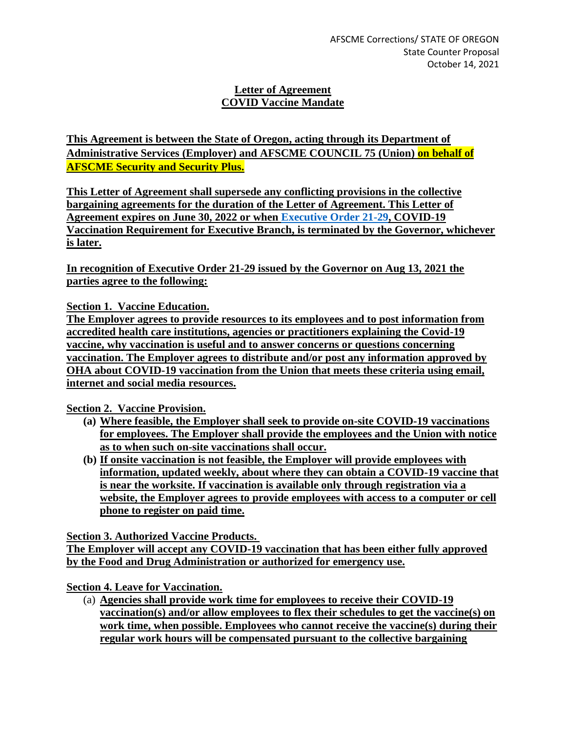AFSCME Corrections/ STATE OF OREGON
State Counter Proposal
October 14, 2021

# Letter of Agreement
# COVID Vaccine Mandate

**This Agreement is between the State of Oregon, acting through its Department of Administrative Services (Employer) and AFSCME COUNCIL 75 (Union) on behalf of AFSCME Security and Security Plus.**

**This Letter of Agreement shall supersede any conflicting provisions in the collective bargaining agreements for the duration of the Letter of Agreement. This Letter of Agreement expires on June 30, 2022 or when Executive Order 21-29, COVID-19 Vaccination Requirement for Executive Branch, is terminated by the Governor, whichever is later.**

**In recognition of Executive Order 21-29 issued by the Governor on Aug 13, 2021 the parties agree to the following:**

**Section 1. Vaccine Education.**
**The Employer agrees to provide resources to its employees and to post information from accredited health care institutions, agencies or practitioners explaining the Covid-19 vaccine, why vaccination is useful and to answer concerns or questions concerning vaccination. The Employer agrees to distribute and/or post any information approved by OHA about COVID-19 vaccination from the Union that meets these criteria using email, internet and social media resources.**

**Section 2. Vaccine Provision.**

- **(a) Where feasible, the Employer shall seek to provide on-site COVID-19 vaccinations for employees. The Employer shall provide the employees and the Union with notice as to when such on-site vaccinations shall occur.**
- **(b) If onsite vaccination is not feasible, the Employer will provide employees with information, updated weekly, about where they can obtain a COVID-19 vaccine that is near the worksite. If vaccination is available only through registration via a website, the Employer agrees to provide employees with access to a computer or cell phone to register on paid time.**

**Section 3. Authorized Vaccine Products.**
**The Employer will accept any COVID-19 vaccination that has been either fully approved by the Food and Drug Administration or authorized for emergency use.**

**Section 4. Leave for Vaccination.**

- (a) **Agencies shall provide work time for employees to receive their COVID-19 vaccination(s) and/or allow employees to flex their schedules to get the vaccine(s) on work time, when possible. Employees who cannot receive the vaccine(s) during their regular work hours will be compensated pursuant to the collective bargaining**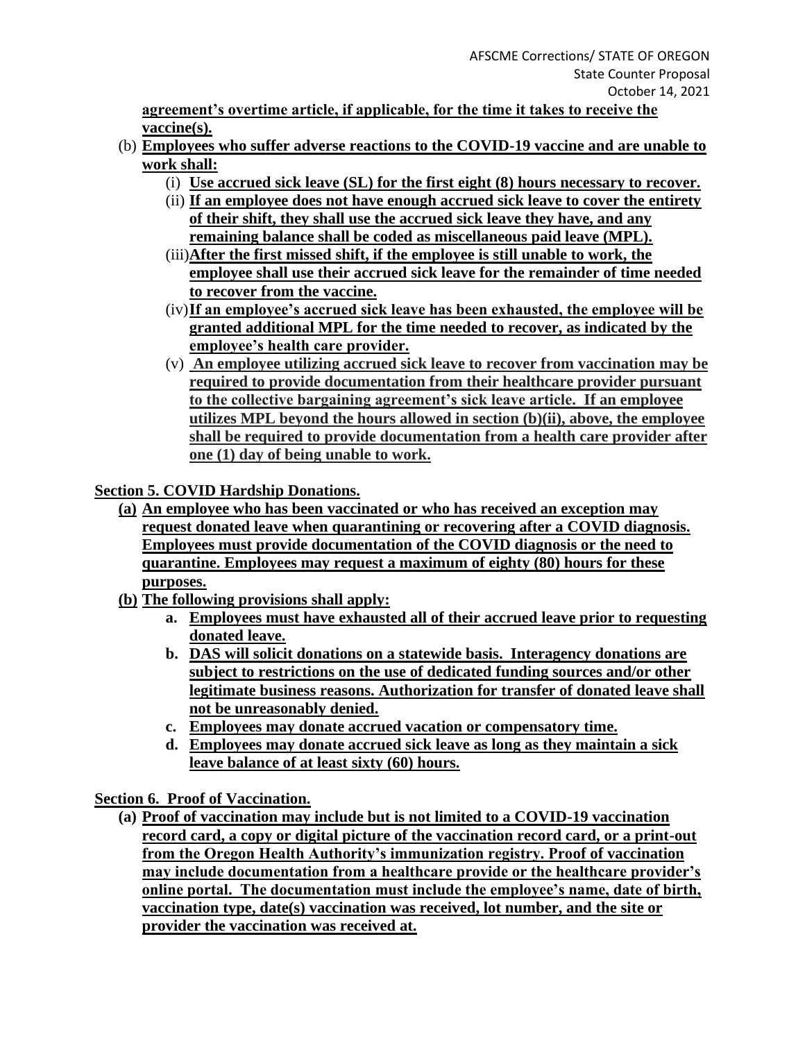**agreement's overtime article, if applicable, for the time it takes to receive the vaccine(s).**

(b) **Employees who suffer adverse reactions to the COVID-19 vaccine and are unable to work shall:**

  (i) **Use accrued sick leave (SL) for the first eight (8) hours necessary to recover.**

  (ii) **If an employee does not have enough accrued sick leave to cover the entirety of their shift, they shall use the accrued sick leave they have, and any remaining balance shall be coded as miscellaneous paid leave (MPL).**

  (iii) **After the first missed shift, if the employee is still unable to work, the employee shall use their accrued sick leave for the remainder of time needed to recover from the vaccine.**

  (iv) **If an employee's accrued sick leave has been exhausted, the employee will be granted additional MPL for the time needed to recover, as indicated by the employee's health care provider.**

  (v) **An employee utilizing accrued sick leave to recover from vaccination may be required to provide documentation from their healthcare provider pursuant to the collective bargaining agreement's sick leave article. If an employee utilizes MPL beyond the hours allowed in section (b)(ii), above, the employee shall be required to provide documentation from a health care provider after one (1) day of being unable to work.**

**Section 5. COVID Hardship Donations.**

**(a) An employee who has been vaccinated or who has received an exception may request donated leave when quarantining or recovering after a COVID diagnosis. Employees must provide documentation of the COVID diagnosis or the need to quarantine. Employees may request a maximum of eighty (80) hours for these purposes.**

**(b) The following provisions shall apply:**

  **a. Employees must have exhausted all of their accrued leave prior to requesting donated leave.**

  **b. DAS will solicit donations on a statewide basis. Interagency donations are subject to restrictions on the use of dedicated funding sources and/or other legitimate business reasons. Authorization for transfer of donated leave shall not be unreasonably denied.**

  **c. Employees may donate accrued vacation or compensatory time.**

  **d. Employees may donate accrued sick leave as long as they maintain a sick leave balance of at least sixty (60) hours.**

**Section 6. Proof of Vaccination.**

**(a) Proof of vaccination may include but is not limited to a COVID-19 vaccination record card, a copy or digital picture of the vaccination record card, or a print-out from the Oregon Health Authority's immunization registry. Proof of vaccination may include documentation from a healthcare provide or the healthcare provider's online portal. The documentation must include the employee's name, date of birth, vaccination type, date(s) vaccination was received, lot number, and the site or provider the vaccination was received at.**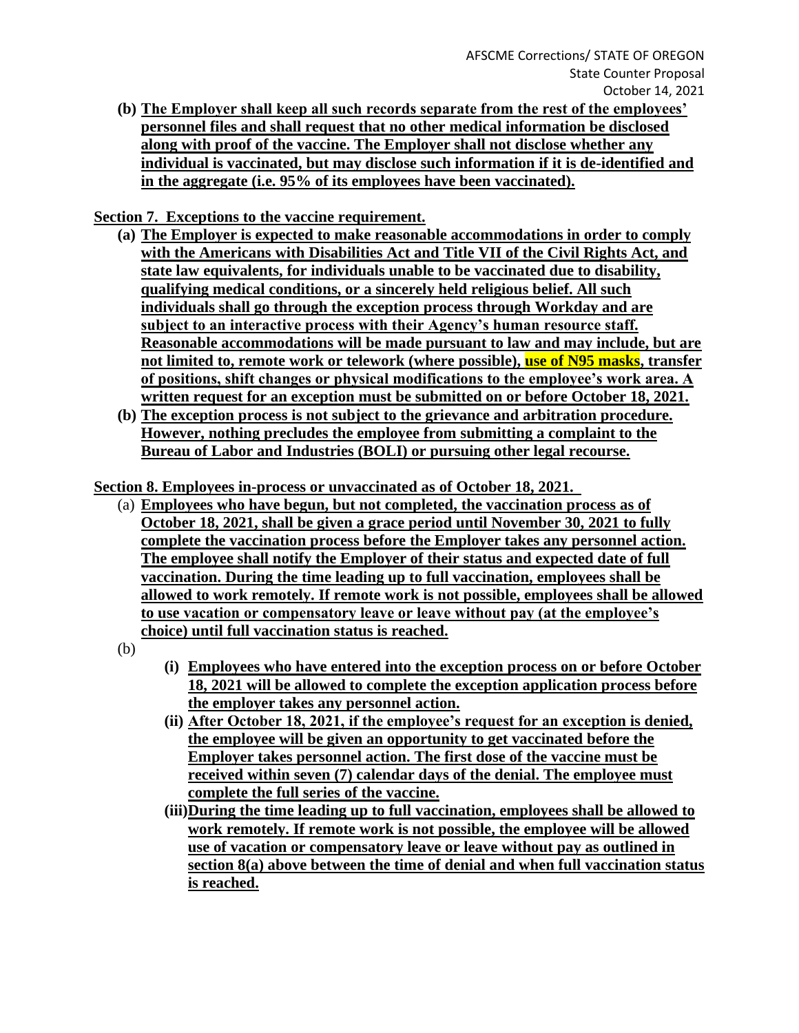**(b) The Employer shall keep all such records separate from the rest of the employees' personnel files and shall request that no other medical information be disclosed along with proof of the vaccine. The Employer shall not disclose whether any individual is vaccinated, but may disclose such information if it is de-identified and in the aggregate (i.e. 95% of its employees have been vaccinated).**

**Section 7. Exceptions to the vaccine requirement.**

**(a) The Employer is expected to make reasonable accommodations in order to comply with the Americans with Disabilities Act and Title VII of the Civil Rights Act, and state law equivalents, for individuals unable to be vaccinated due to disability, qualifying medical conditions, or a sincerely held religious belief. All such individuals shall go through the exception process through Workday and are subject to an interactive process with their Agency's human resource staff. Reasonable accommodations will be made pursuant to law and may include, but are not limited to, remote work or telework (where possible), use of N95 masks, transfer of positions, shift changes or physical modifications to the employee's work area. A written request for an exception must be submitted on or before October 18, 2021.**

**(b) The exception process is not subject to the grievance and arbitration procedure. However, nothing precludes the employee from submitting a complaint to the Bureau of Labor and Industries (BOLI) or pursuing other legal recourse.**

**Section 8. Employees in-process or unvaccinated as of October 18, 2021.**

(a) **Employees who have begun, but not completed, the vaccination process as of October 18, 2021, shall be given a grace period until November 30, 2021 to fully complete the vaccination process before the Employer takes any personnel action. The employee shall notify the Employer of their status and expected date of full vaccination. During the time leading up to full vaccination, employees shall be allowed to work remotely. If remote work is not possible, employees shall be allowed to use vacation or compensatory leave or leave without pay (at the employee's choice) until full vaccination status is reached.**

(b)

**(i) Employees who have entered into the exception process on or before October 18, 2021 will be allowed to complete the exception application process before the employer takes any personnel action.**

**(ii) After October 18, 2021, if the employee's request for an exception is denied, the employee will be given an opportunity to get vaccinated before the Employer takes personnel action. The first dose of the vaccine must be received within seven (7) calendar days of the denial. The employee must complete the full series of the vaccine.**

**(iii) During the time leading up to full vaccination, employees shall be allowed to work remotely. If remote work is not possible, the employee will be allowed use of vacation or compensatory leave or leave without pay as outlined in section 8(a) above between the time of denial and when full vaccination status is reached.**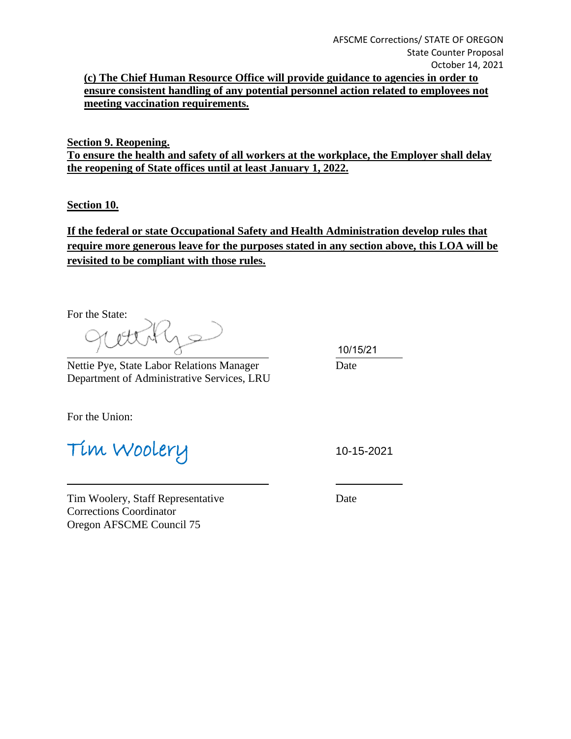**(c) The Chief Human Resource Office will provide guidance to agencies in order to ensure consistent handling of any potential personnel action related to employees not meeting vaccination requirements.**

**Section 9. Reopening.**

**To ensure the health and safety of all workers at the workplace, the Employer shall delay the reopening of State offices until at least January 1, 2022.**

**Section 10.**

**If the federal or state Occupational Safety and Health Administration develop rules that require more generous leave for the purposes stated in any section above, this LOA will be revisited to be compliant with those rules.**

For the State:

Nettie Pye, State Labor Relations Manager
Department of Administrative Services, LRU

10/15/21
Date

For the Union:

Tim Woolery

Tim Woolery, Staff Representative
Corrections Coordinator
Oregon AFSCME Council 75

10-15-2021
Date